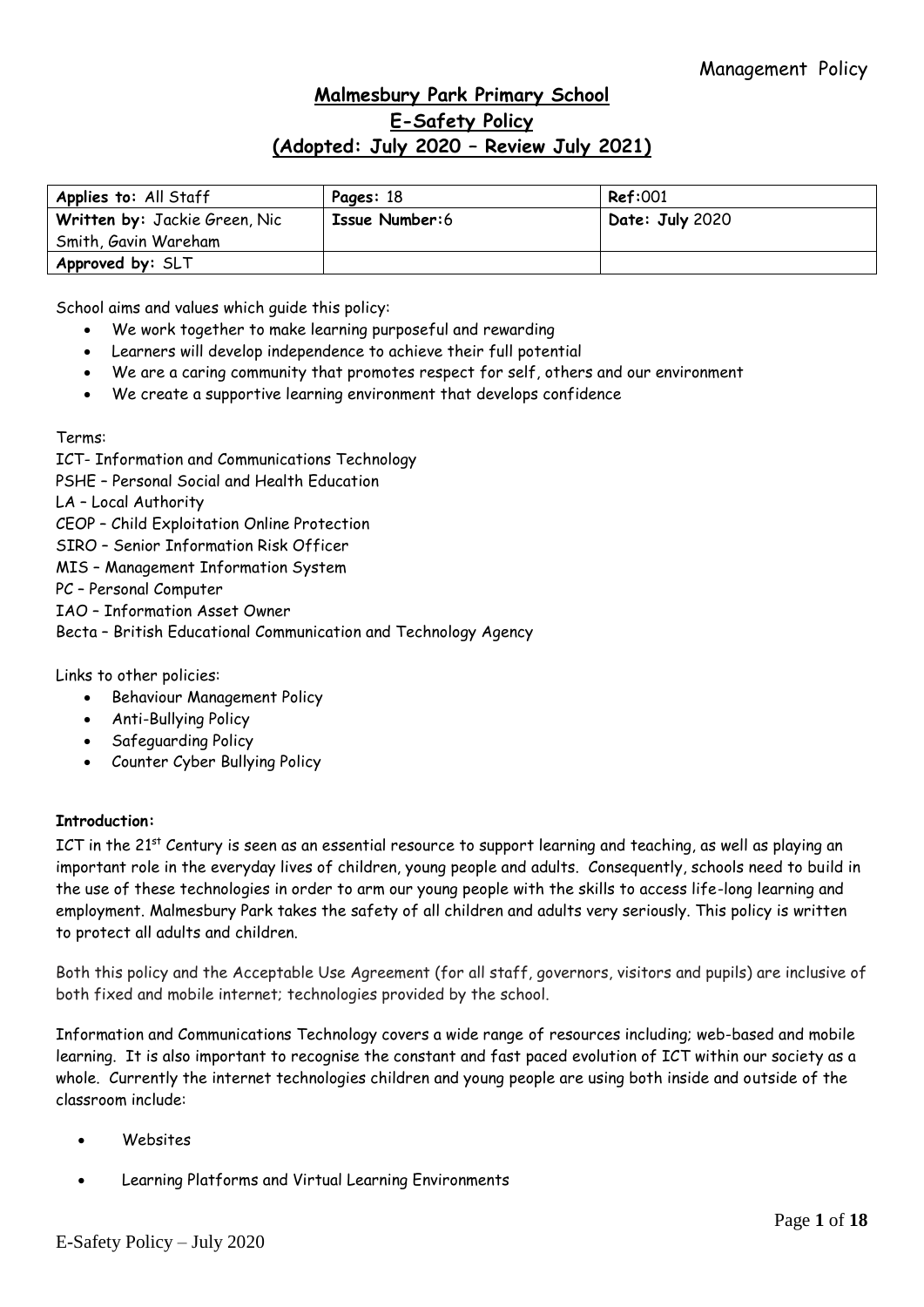# Malmesbury Park Primary School
## E-Safety Policy
### (Adopted: July 2020 – Review July 2021)

| **Applies to:** All Staff | **Pages:** 18 | **Ref:**001 |
|---|---|---|
| **Written by:** Jackie Green, Nic Smith, Gavin Wareham | **Issue Number:**6 | **Date: July** 2020 |
| **Approved by:** SLT | | |

School aims and values which guide this policy:

- We work together to make learning purposeful and rewarding
- Learners will develop independence to achieve their full potential
- We are a caring community that promotes respect for self, others and our environment
- We create a supportive learning environment that develops confidence

Terms:

ICT- Information and Communications Technology
PSHE – Personal Social and Health Education
LA – Local Authority
CEOP – Child Exploitation Online Protection
SIRO – Senior Information Risk Officer
MIS – Management Information System
PC – Personal Computer
IAO – Information Asset Owner
Becta – British Educational Communication and Technology Agency

Links to other policies:

- Behaviour Management Policy
- Anti-Bullying Policy
- Safeguarding Policy
- Counter Cyber Bullying Policy

**Introduction:**

ICT in the 21st Century is seen as an essential resource to support learning and teaching, as well as playing an important role in the everyday lives of children, young people and adults. Consequently, schools need to build in the use of these technologies in order to arm our young people with the skills to access life-long learning and employment. Malmesbury Park takes the safety of all children and adults very seriously. This policy is written to protect all adults and children.

Both this policy and the Acceptable Use Agreement (for all staff, governors, visitors and pupils) are inclusive of both fixed and mobile internet; technologies provided by the school.

Information and Communications Technology covers a wide range of resources including; web-based and mobile learning. It is also important to recognise the constant and fast paced evolution of ICT within our society as a whole. Currently the internet technologies children and young people are using both inside and outside of the classroom include:

- Websites
- Learning Platforms and Virtual Learning Environments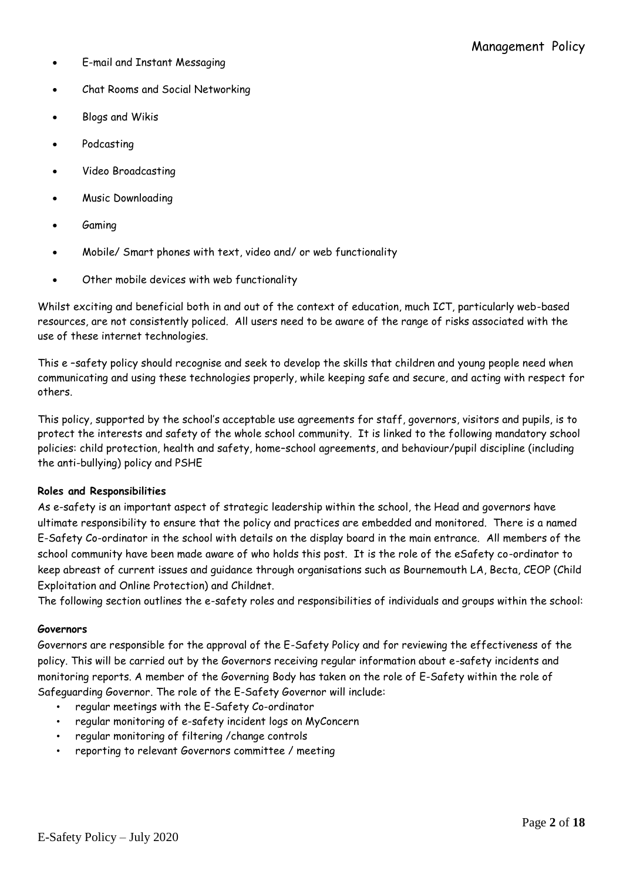- E-mail and Instant Messaging
- Chat Rooms and Social Networking
- Blogs and Wikis
- Podcasting
- Video Broadcasting
- Music Downloading
- Gaming
- Mobile/ Smart phones with text, video and/ or web functionality
- Other mobile devices with web functionality

Whilst exciting and beneficial both in and out of the context of education, much ICT, particularly web-based resources, are not consistently policed. All users need to be aware of the range of risks associated with the use of these internet technologies.

This e –safety policy should recognise and seek to develop the skills that children and young people need when communicating and using these technologies properly, while keeping safe and secure, and acting with respect for others.

This policy, supported by the school's acceptable use agreements for staff, governors, visitors and pupils, is to protect the interests and safety of the whole school community. It is linked to the following mandatory school policies: child protection, health and safety, home–school agreements, and behaviour/pupil discipline (including the anti-bullying) policy and PSHE

**Roles and Responsibilities**

As e-safety is an important aspect of strategic leadership within the school, the Head and governors have ultimate responsibility to ensure that the policy and practices are embedded and monitored. There is a named E-Safety Co-ordinator in the school with details on the display board in the main entrance. All members of the school community have been made aware of who holds this post. It is the role of the eSafety co-ordinator to keep abreast of current issues and guidance through organisations such as Bournemouth LA, Becta, CEOP (Child Exploitation and Online Protection) and Childnet.

The following section outlines the e-safety roles and responsibilities of individuals and groups within the school:

**Governors**

Governors are responsible for the approval of the E-Safety Policy and for reviewing the effectiveness of the policy. This will be carried out by the Governors receiving regular information about e-safety incidents and monitoring reports. A member of the Governing Body has taken on the role of E-Safety within the role of Safeguarding Governor. The role of the E-Safety Governor will include:

- regular meetings with the E-Safety Co-ordinator
- regular monitoring of e-safety incident logs on MyConcern
- regular monitoring of filtering /change controls
- reporting to relevant Governors committee / meeting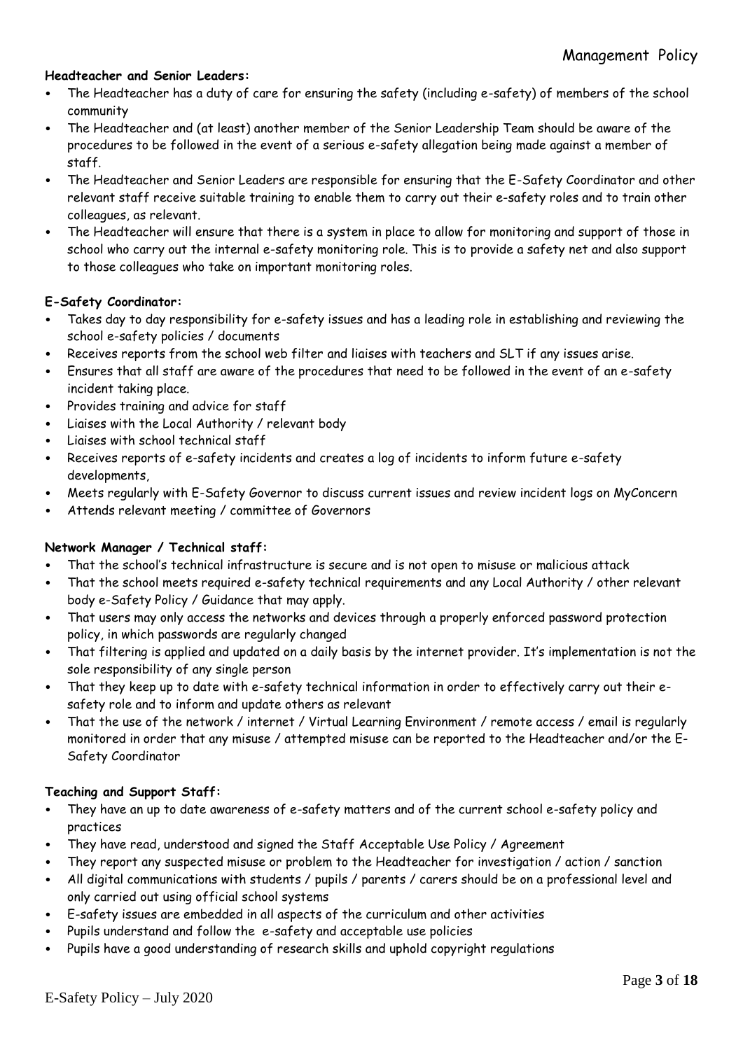**Headteacher and Senior Leaders:**

- The Headteacher has a duty of care for ensuring the safety (including e-safety) of members of the school community
- The Headteacher and (at least) another member of the Senior Leadership Team should be aware of the procedures to be followed in the event of a serious e-safety allegation being made against a member of staff.
- The Headteacher and Senior Leaders are responsible for ensuring that the E-Safety Coordinator and other relevant staff receive suitable training to enable them to carry out their e-safety roles and to train other colleagues, as relevant.
- The Headteacher will ensure that there is a system in place to allow for monitoring and support of those in school who carry out the internal e-safety monitoring role. This is to provide a safety net and also support to those colleagues who take on important monitoring roles.

**E-Safety Coordinator:**

- Takes day to day responsibility for e-safety issues and has a leading role in establishing and reviewing the school e-safety policies / documents
- Receives reports from the school web filter and liaises with teachers and SLT if any issues arise.
- Ensures that all staff are aware of the procedures that need to be followed in the event of an e-safety incident taking place.
- Provides training and advice for staff
- Liaises with the Local Authority / relevant body
- Liaises with school technical staff
- Receives reports of e-safety incidents and creates a log of incidents to inform future e-safety developments,
- Meets regularly with E-Safety Governor to discuss current issues and review incident logs on MyConcern
- Attends relevant meeting / committee of Governors

**Network Manager / Technical staff:**

- That the school's technical infrastructure is secure and is not open to misuse or malicious attack
- That the school meets required e-safety technical requirements and any Local Authority / other relevant body e-Safety Policy / Guidance that may apply.
- That users may only access the networks and devices through a properly enforced password protection policy, in which passwords are regularly changed
- That filtering is applied and updated on a daily basis by the internet provider. It's implementation is not the sole responsibility of any single person
- That they keep up to date with e-safety technical information in order to effectively carry out their e-safety role and to inform and update others as relevant
- That the use of the network / internet / Virtual Learning Environment / remote access / email is regularly monitored in order that any misuse / attempted misuse can be reported to the Headteacher and/or the E-Safety Coordinator

**Teaching and Support Staff:**

- They have an up to date awareness of e-safety matters and of the current school e-safety policy and practices
- They have read, understood and signed the Staff Acceptable Use Policy / Agreement
- They report any suspected misuse or problem to the Headteacher for investigation / action / sanction
- All digital communications with students / pupils / parents / carers should be on a professional level and only carried out using official school systems
- E-safety issues are embedded in all aspects of the curriculum and other activities
- Pupils understand and follow the e-safety and acceptable use policies
- Pupils have a good understanding of research skills and uphold copyright regulations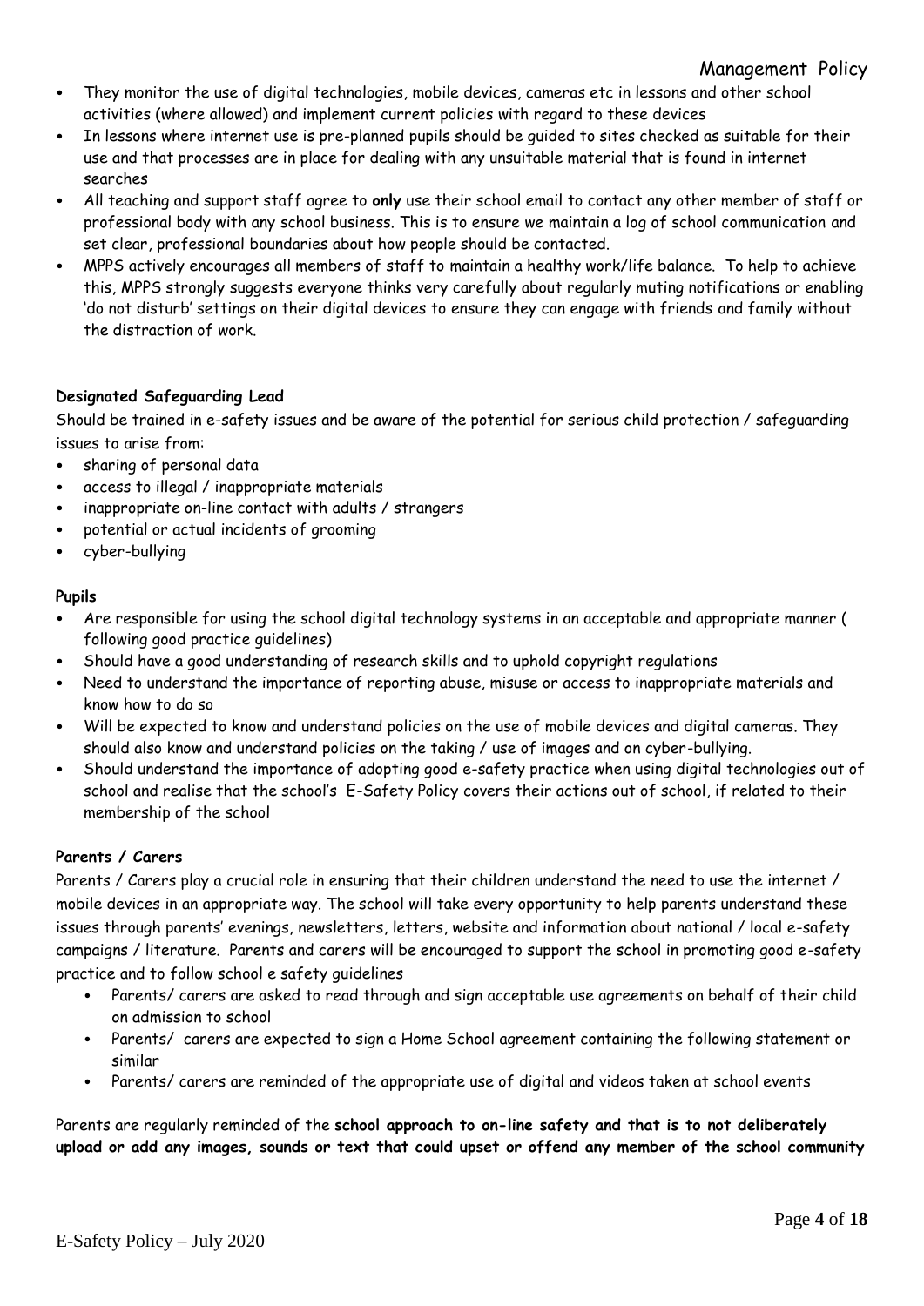- They monitor the use of digital technologies, mobile devices, cameras etc in lessons and other school activities (where allowed) and implement current policies with regard to these devices
- In lessons where internet use is pre-planned pupils should be guided to sites checked as suitable for their use and that processes are in place for dealing with any unsuitable material that is found in internet searches
- All teaching and support staff agree to **only** use their school email to contact any other member of staff or professional body with any school business. This is to ensure we maintain a log of school communication and set clear, professional boundaries about how people should be contacted.
- MPPS actively encourages all members of staff to maintain a healthy work/life balance. To help to achieve this, MPPS strongly suggests everyone thinks very carefully about regularly muting notifications or enabling 'do not disturb' settings on their digital devices to ensure they can engage with friends and family without the distraction of work.

**Designated Safeguarding Lead**

Should be trained in e-safety issues and be aware of the potential for serious child protection / safeguarding issues to arise from:

- sharing of personal data
- access to illegal / inappropriate materials
- inappropriate on-line contact with adults / strangers
- potential or actual incidents of grooming
- cyber-bullying

**Pupils**

- Are responsible for using the school digital technology systems in an acceptable and appropriate manner ( following good practice guidelines)
- Should have a good understanding of research skills and to uphold copyright regulations
- Need to understand the importance of reporting abuse, misuse or access to inappropriate materials and know how to do so
- Will be expected to know and understand policies on the use of mobile devices and digital cameras. They should also know and understand policies on the taking / use of images and on cyber-bullying.
- Should understand the importance of adopting good e-safety practice when using digital technologies out of school and realise that the school's E-Safety Policy covers their actions out of school, if related to their membership of the school

**Parents / Carers**

Parents / Carers play a crucial role in ensuring that their children understand the need to use the internet / mobile devices in an appropriate way. The school will take every opportunity to help parents understand these issues through parents' evenings, newsletters, letters, website and information about national / local e-safety campaigns / literature. Parents and carers will be encouraged to support the school in promoting good e-safety practice and to follow school e safety guidelines

- Parents/ carers are asked to read through and sign acceptable use agreements on behalf of their child on admission to school
- Parents/ carers are expected to sign a Home School agreement containing the following statement or similar
- Parents/ carers are reminded of the appropriate use of digital and videos taken at school events

Parents are regularly reminded of the **school approach to on-line safety and that is to not deliberately upload or add any images, sounds or text that could upset or offend any member of the school community**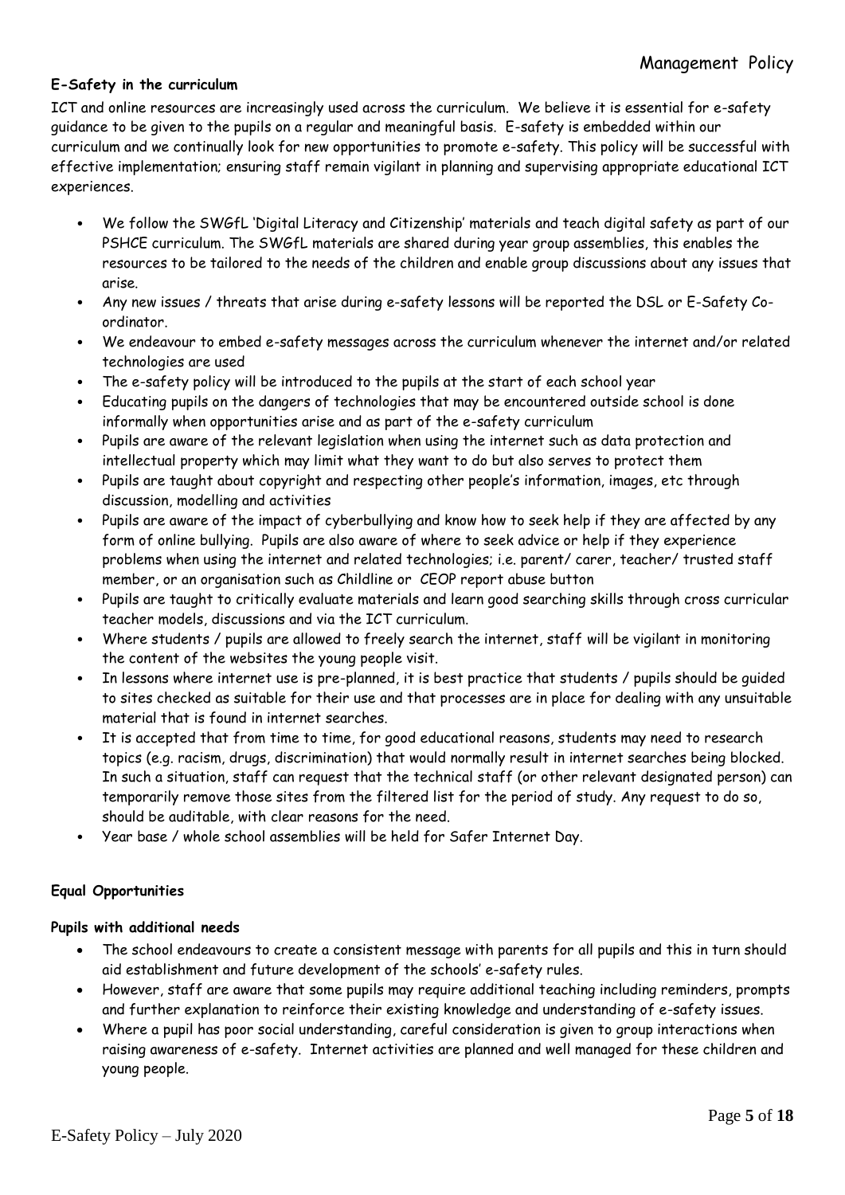## E-Safety in the curriculum

ICT and online resources are increasingly used across the curriculum. We believe it is essential for e-safety guidance to be given to the pupils on a regular and meaningful basis. E-safety is embedded within our curriculum and we continually look for new opportunities to promote e-safety. This policy will be successful with effective implementation; ensuring staff remain vigilant in planning and supervising appropriate educational ICT experiences.

- We follow the SWGfL 'Digital Literacy and Citizenship' materials and teach digital safety as part of our PSHCE curriculum. The SWGfL materials are shared during year group assemblies, this enables the resources to be tailored to the needs of the children and enable group discussions about any issues that arise.
- Any new issues / threats that arise during e-safety lessons will be reported the DSL or E-Safety Co-ordinator.
- We endeavour to embed e-safety messages across the curriculum whenever the internet and/or related technologies are used
- The e-safety policy will be introduced to the pupils at the start of each school year
- Educating pupils on the dangers of technologies that may be encountered outside school is done informally when opportunities arise and as part of the e-safety curriculum
- Pupils are aware of the relevant legislation when using the internet such as data protection and intellectual property which may limit what they want to do but also serves to protect them
- Pupils are taught about copyright and respecting other people's information, images, etc through discussion, modelling and activities
- Pupils are aware of the impact of cyberbullying and know how to seek help if they are affected by any form of online bullying. Pupils are also aware of where to seek advice or help if they experience problems when using the internet and related technologies; i.e. parent/ carer, teacher/ trusted staff member, or an organisation such as Childline or CEOP report abuse button
- Pupils are taught to critically evaluate materials and learn good searching skills through cross curricular teacher models, discussions and via the ICT curriculum.
- Where students / pupils are allowed to freely search the internet, staff will be vigilant in monitoring the content of the websites the young people visit.
- In lessons where internet use is pre-planned, it is best practice that students / pupils should be guided to sites checked as suitable for their use and that processes are in place for dealing with any unsuitable material that is found in internet searches.
- It is accepted that from time to time, for good educational reasons, students may need to research topics (e.g. racism, drugs, discrimination) that would normally result in internet searches being blocked. In such a situation, staff can request that the technical staff (or other relevant designated person) can temporarily remove those sites from the filtered list for the period of study. Any request to do so, should be auditable, with clear reasons for the need.
- Year base / whole school assemblies will be held for Safer Internet Day.

## Equal Opportunities

### Pupils with additional needs

- The school endeavours to create a consistent message with parents for all pupils and this in turn should aid establishment and future development of the schools' e-safety rules.
- However, staff are aware that some pupils may require additional teaching including reminders, prompts and further explanation to reinforce their existing knowledge and understanding of e-safety issues.
- Where a pupil has poor social understanding, careful consideration is given to group interactions when raising awareness of e-safety. Internet activities are planned and well managed for these children and young people.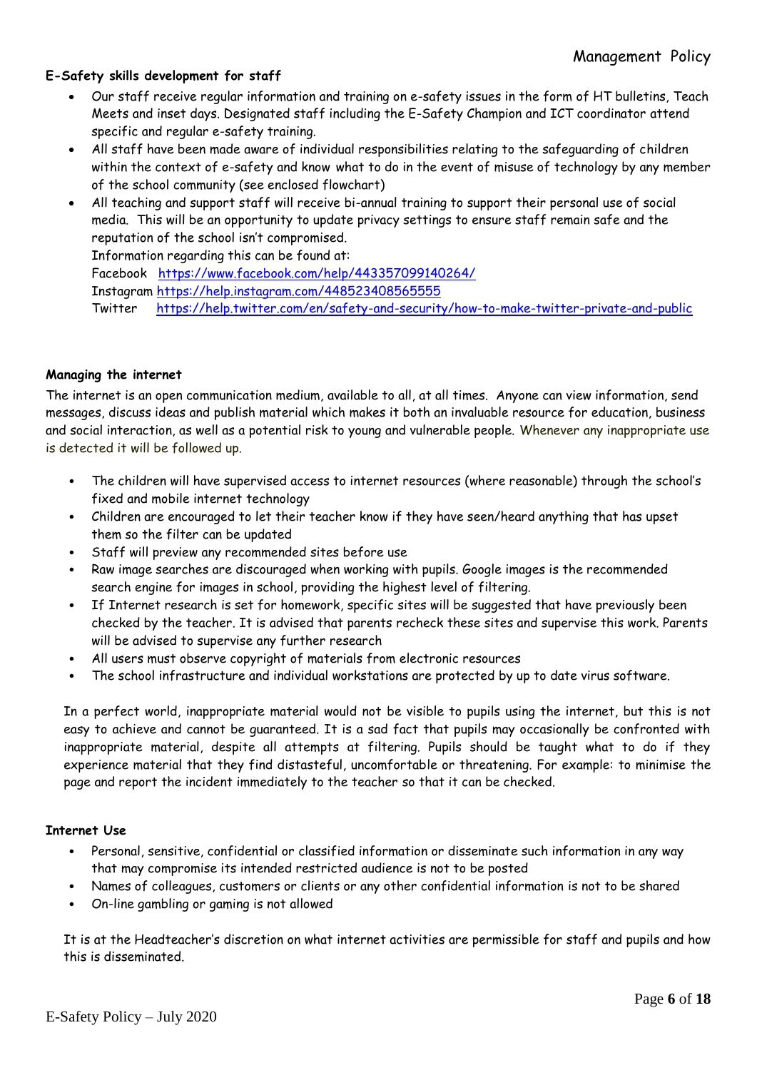**E-Safety skills development for staff**

- Our staff receive regular information and training on e-safety issues in the form of HT bulletins, Teach Meets and inset days. Designated staff including the E-Safety Champion and ICT coordinator attend specific and regular e-safety training.
- All staff have been made aware of individual responsibilities relating to the safeguarding of children within the context of e-safety and know what to do in the event of misuse of technology by any member of the school community (see enclosed flowchart)
- All teaching and support staff will receive bi-annual training to support their personal use of social media. This will be an opportunity to update privacy settings to ensure staff remain safe and the reputation of the school isn't compromised.
  Information regarding this can be found at:
  Facebook https://www.facebook.com/help/443357099140264/
  Instagram https://help.instagram.com/448523408565555
  Twitter https://help.twitter.com/en/safety-and-security/how-to-make-twitter-private-and-public

**Managing the internet**

The internet is an open communication medium, available to all, at all times. Anyone can view information, send messages, discuss ideas and publish material which makes it both an invaluable resource for education, business and social interaction, as well as a potential risk to young and vulnerable people. Whenever any inappropriate use is detected it will be followed up.

- The children will have supervised access to internet resources (where reasonable) through the school's fixed and mobile internet technology
- Children are encouraged to let their teacher know if they have seen/heard anything that has upset them so the filter can be updated
- Staff will preview any recommended sites before use
- Raw image searches are discouraged when working with pupils. Google images is the recommended search engine for images in school, providing the highest level of filtering.
- If Internet research is set for homework, specific sites will be suggested that have previously been checked by the teacher. It is advised that parents recheck these sites and supervise this work. Parents will be advised to supervise any further research
- All users must observe copyright of materials from electronic resources
- The school infrastructure and individual workstations are protected by up to date virus software.

In a perfect world, inappropriate material would not be visible to pupils using the internet, but this is not easy to achieve and cannot be guaranteed. It is a sad fact that pupils may occasionally be confronted with inappropriate material, despite all attempts at filtering. Pupils should be taught what to do if they experience material that they find distasteful, uncomfortable or threatening. For example: to minimise the page and report the incident immediately to the teacher so that it can be checked.

**Internet Use**

- Personal, sensitive, confidential or classified information or disseminate such information in any way that may compromise its intended restricted audience is not to be posted
- Names of colleagues, customers or clients or any other confidential information is not to be shared
- On-line gambling or gaming is not allowed

It is at the Headteacher's discretion on what internet activities are permissible for staff and pupils and how this is disseminated.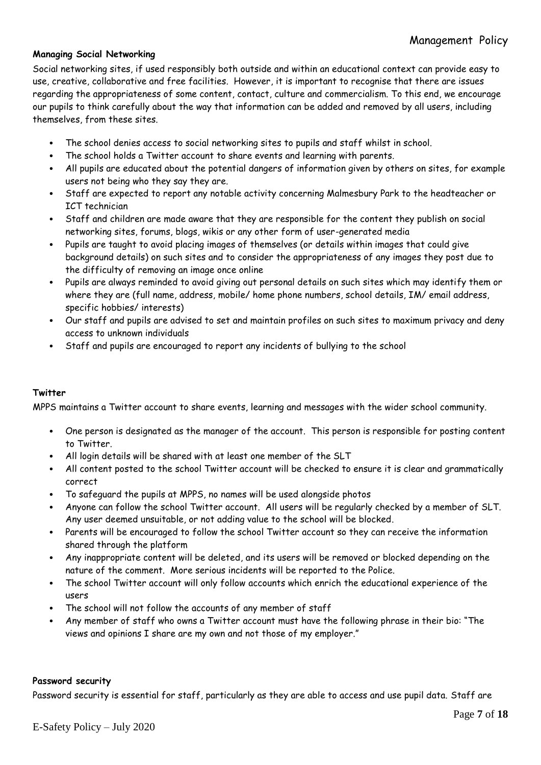**Managing Social Networking**

Social networking sites, if used responsibly both outside and within an educational context can provide easy to use, creative, collaborative and free facilities. However, it is important to recognise that there are issues regarding the appropriateness of some content, contact, culture and commercialism. To this end, we encourage our pupils to think carefully about the way that information can be added and removed by all users, including themselves, from these sites.

- The school denies access to social networking sites to pupils and staff whilst in school.
- The school holds a Twitter account to share events and learning with parents.
- All pupils are educated about the potential dangers of information given by others on sites, for example users not being who they say they are.
- Staff are expected to report any notable activity concerning Malmesbury Park to the headteacher or ICT technician
- Staff and children are made aware that they are responsible for the content they publish on social networking sites, forums, blogs, wikis or any other form of user-generated media
- Pupils are taught to avoid placing images of themselves (or details within images that could give background details) on such sites and to consider the appropriateness of any images they post due to the difficulty of removing an image once online
- Pupils are always reminded to avoid giving out personal details on such sites which may identify them or where they are (full name, address, mobile/ home phone numbers, school details, IM/ email address, specific hobbies/ interests)
- Our staff and pupils are advised to set and maintain profiles on such sites to maximum privacy and deny access to unknown individuals
- Staff and pupils are encouraged to report any incidents of bullying to the school

**Twitter**

MPPS maintains a Twitter account to share events, learning and messages with the wider school community.

- One person is designated as the manager of the account. This person is responsible for posting content to Twitter.
- All login details will be shared with at least one member of the SLT
- All content posted to the school Twitter account will be checked to ensure it is clear and grammatically correct
- To safeguard the pupils at MPPS, no names will be used alongside photos
- Anyone can follow the school Twitter account. All users will be regularly checked by a member of SLT. Any user deemed unsuitable, or not adding value to the school will be blocked.
- Parents will be encouraged to follow the school Twitter account so they can receive the information shared through the platform
- Any inappropriate content will be deleted, and its users will be removed or blocked depending on the nature of the comment. More serious incidents will be reported to the Police.
- The school Twitter account will only follow accounts which enrich the educational experience of the users
- The school will not follow the accounts of any member of staff
- Any member of staff who owns a Twitter account must have the following phrase in their bio: "The views and opinions I share are my own and not those of my employer."

**Password security**

Password security is essential for staff, particularly as they are able to access and use pupil data. Staff are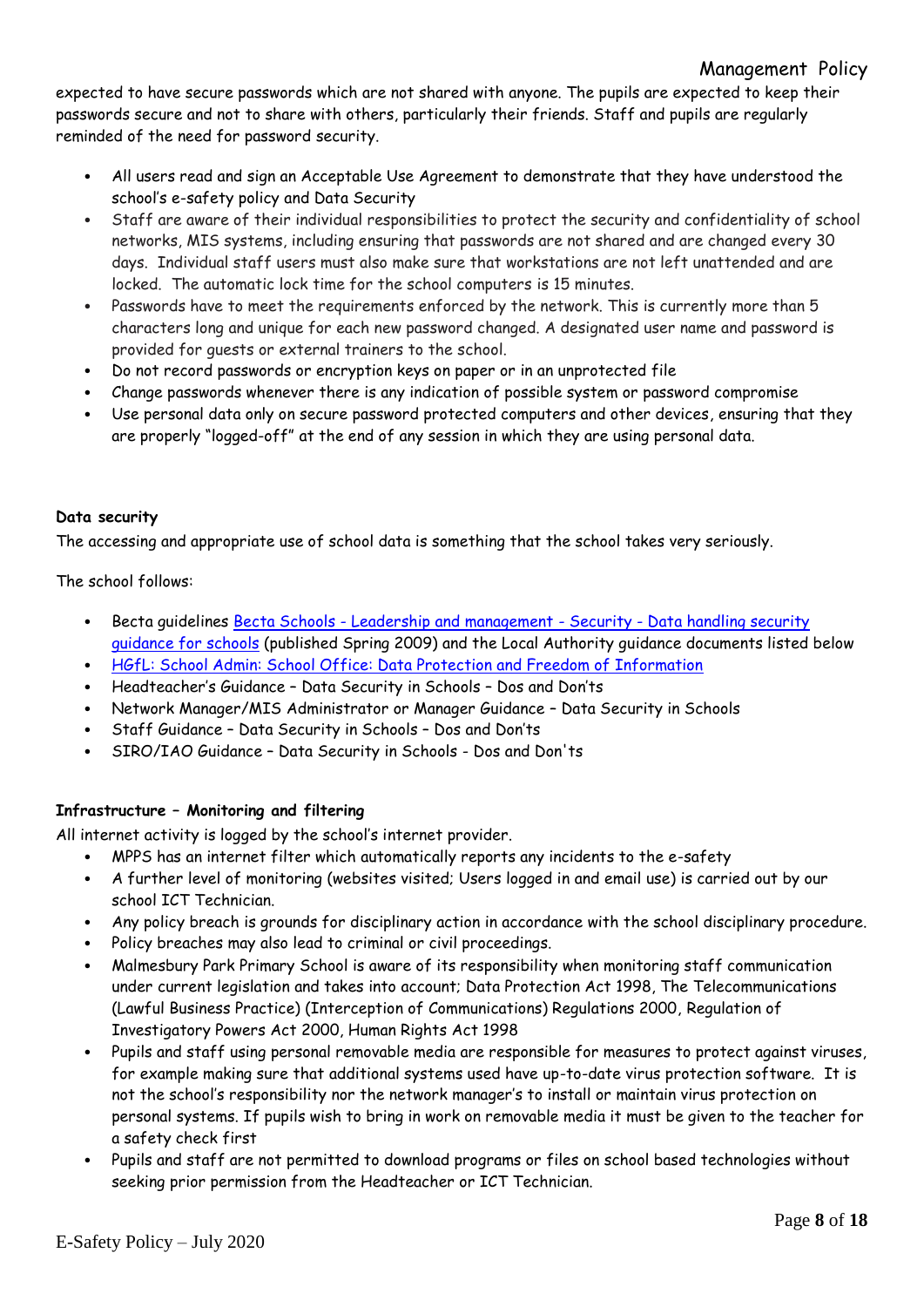expected to have secure passwords which are not shared with anyone. The pupils are expected to keep their passwords secure and not to share with others, particularly their friends. Staff and pupils are regularly reminded of the need for password security.

- All users read and sign an Acceptable Use Agreement to demonstrate that they have understood the school's e-safety policy and Data Security
- Staff are aware of their individual responsibilities to protect the security and confidentiality of school networks, MIS systems, including ensuring that passwords are not shared and are changed every 30 days. Individual staff users must also make sure that workstations are not left unattended and are locked. The automatic lock time for the school computers is 15 minutes.
- Passwords have to meet the requirements enforced by the network. This is currently more than 5 characters long and unique for each new password changed. A designated user name and password is provided for guests or external trainers to the school.
- Do not record passwords or encryption keys on paper or in an unprotected file
- Change passwords whenever there is any indication of possible system or password compromise
- Use personal data only on secure password protected computers and other devices, ensuring that they are properly "logged-off" at the end of any session in which they are using personal data.

**Data security**

The accessing and appropriate use of school data is something that the school takes very seriously.

The school follows:

- Becta guidelines Becta Schools - Leadership and management - Security - Data handling security guidance for schools (published Spring 2009) and the Local Authority guidance documents listed below
- HGfL: School Admin: School Office: Data Protection and Freedom of Information
- Headteacher's Guidance – Data Security in Schools – Dos and Don'ts
- Network Manager/MIS Administrator or Manager Guidance – Data Security in Schools
- Staff Guidance – Data Security in Schools – Dos and Don'ts
- SIRO/IAO Guidance – Data Security in Schools - Dos and Don'ts

**Infrastructure – Monitoring and filtering**

All internet activity is logged by the school's internet provider.

- MPPS has an internet filter which automatically reports any incidents to the e-safety
- A further level of monitoring (websites visited; Users logged in and email use) is carried out by our school ICT Technician.
- Any policy breach is grounds for disciplinary action in accordance with the school disciplinary procedure.
- Policy breaches may also lead to criminal or civil proceedings.
- Malmesbury Park Primary School is aware of its responsibility when monitoring staff communication under current legislation and takes into account; Data Protection Act 1998, The Telecommunications (Lawful Business Practice) (Interception of Communications) Regulations 2000, Regulation of Investigatory Powers Act 2000, Human Rights Act 1998
- Pupils and staff using personal removable media are responsible for measures to protect against viruses, for example making sure that additional systems used have up-to-date virus protection software. It is not the school's responsibility nor the network manager's to install or maintain virus protection on personal systems. If pupils wish to bring in work on removable media it must be given to the teacher for a safety check first
- Pupils and staff are not permitted to download programs or files on school based technologies without seeking prior permission from the Headteacher or ICT Technician.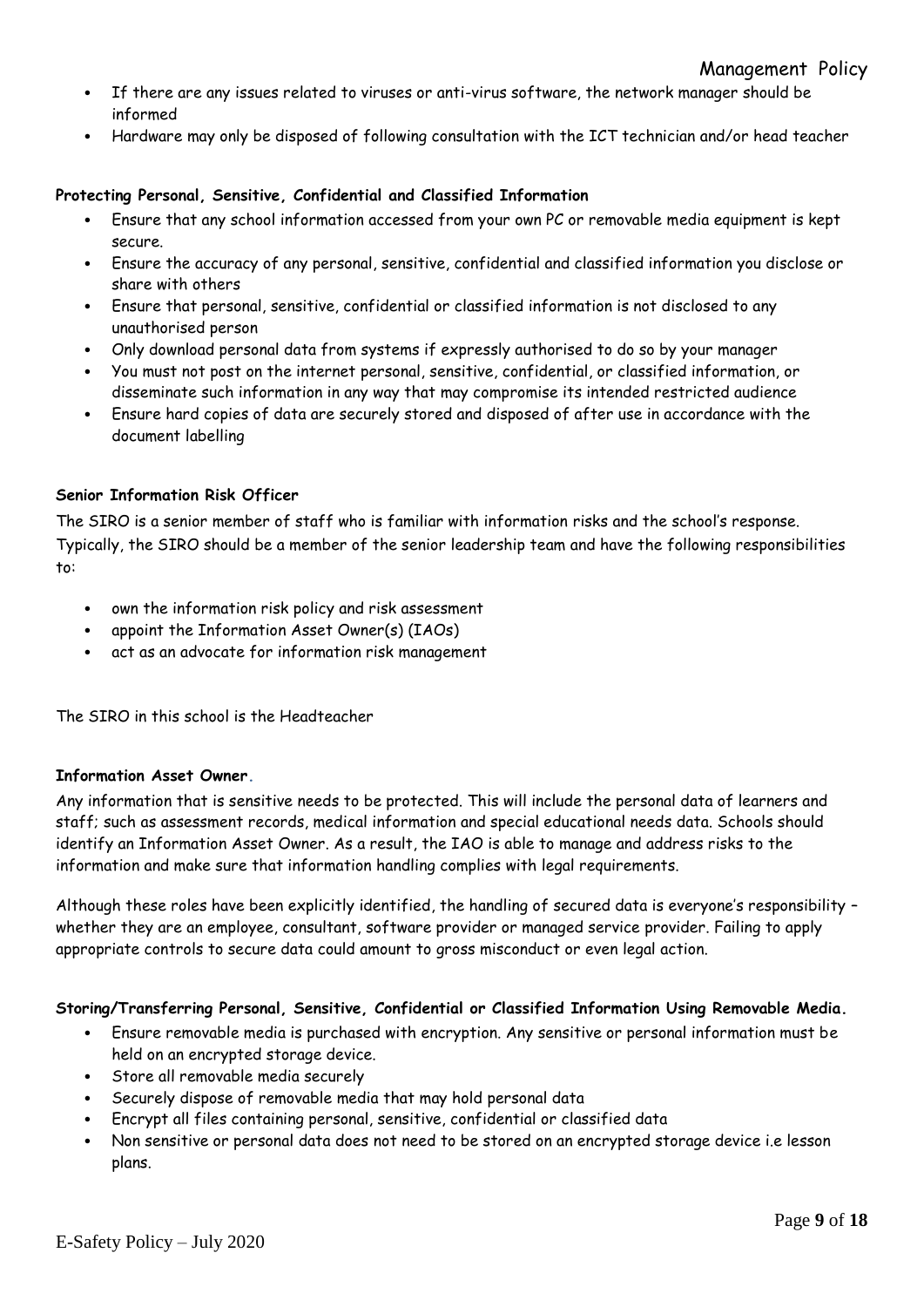- If there are any issues related to viruses or anti-virus software, the network manager should be informed
- Hardware may only be disposed of following consultation with the ICT technician and/or head teacher

**Protecting Personal, Sensitive, Confidential and Classified Information**

- Ensure that any school information accessed from your own PC or removable media equipment is kept secure.
- Ensure the accuracy of any personal, sensitive, confidential and classified information you disclose or share with others
- Ensure that personal, sensitive, confidential or classified information is not disclosed to any unauthorised person
- Only download personal data from systems if expressly authorised to do so by your manager
- You must not post on the internet personal, sensitive, confidential, or classified information, or disseminate such information in any way that may compromise its intended restricted audience
- Ensure hard copies of data are securely stored and disposed of after use in accordance with the document labelling

**Senior Information Risk Officer**

The SIRO is a senior member of staff who is familiar with information risks and the school's response. Typically, the SIRO should be a member of the senior leadership team and have the following responsibilities to:

- own the information risk policy and risk assessment
- appoint the Information Asset Owner(s) (IAOs)
- act as an advocate for information risk management

The SIRO in this school is the Headteacher

**Information Asset Owner.**

Any information that is sensitive needs to be protected. This will include the personal data of learners and staff; such as assessment records, medical information and special educational needs data. Schools should identify an Information Asset Owner. As a result, the IAO is able to manage and address risks to the information and make sure that information handling complies with legal requirements.

Although these roles have been explicitly identified, the handling of secured data is everyone's responsibility – whether they are an employee, consultant, software provider or managed service provider. Failing to apply appropriate controls to secure data could amount to gross misconduct or even legal action.

**Storing/Transferring Personal, Sensitive, Confidential or Classified Information Using Removable Media.**

- Ensure removable media is purchased with encryption. Any sensitive or personal information must be held on an encrypted storage device.
- Store all removable media securely
- Securely dispose of removable media that may hold personal data
- Encrypt all files containing personal, sensitive, confidential or classified data
- Non sensitive or personal data does not need to be stored on an encrypted storage device i.e lesson plans.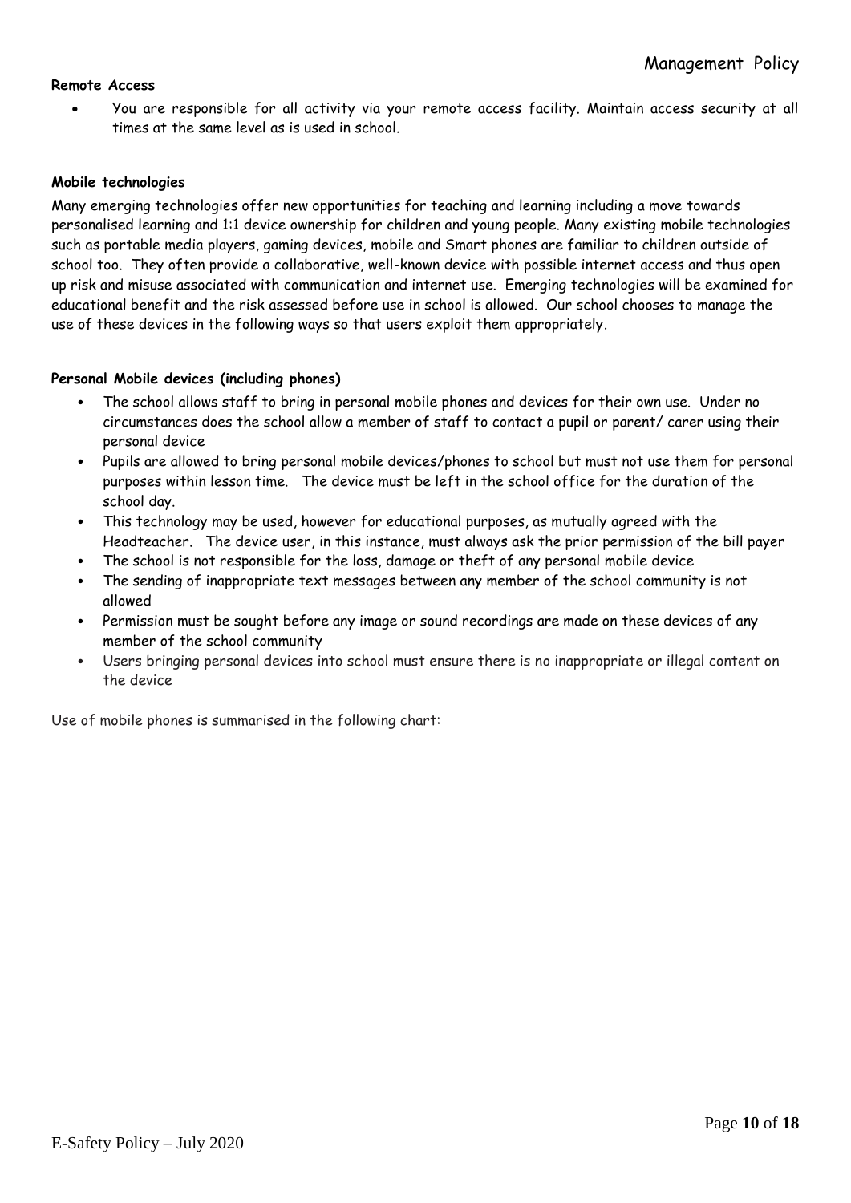**Remote Access**

- You are responsible for all activity via your remote access facility. Maintain access security at all times at the same level as is used in school.

**Mobile technologies**

Many emerging technologies offer new opportunities for teaching and learning including a move towards personalised learning and 1:1 device ownership for children and young people. Many existing mobile technologies such as portable media players, gaming devices, mobile and Smart phones are familiar to children outside of school too. They often provide a collaborative, well-known device with possible internet access and thus open up risk and misuse associated with communication and internet use. Emerging technologies will be examined for educational benefit and the risk assessed before use in school is allowed. Our school chooses to manage the use of these devices in the following ways so that users exploit them appropriately.

**Personal Mobile devices (including phones)**

- The school allows staff to bring in personal mobile phones and devices for their own use. Under no circumstances does the school allow a member of staff to contact a pupil or parent/ carer using their personal device
- Pupils are allowed to bring personal mobile devices/phones to school but must not use them for personal purposes within lesson time. The device must be left in the school office for the duration of the school day.
- This technology may be used, however for educational purposes, as mutually agreed with the Headteacher. The device user, in this instance, must always ask the prior permission of the bill payer
- The school is not responsible for the loss, damage or theft of any personal mobile device
- The sending of inappropriate text messages between any member of the school community is not allowed
- Permission must be sought before any image or sound recordings are made on these devices of any member of the school community
- Users bringing personal devices into school must ensure there is no inappropriate or illegal content on the device

Use of mobile phones is summarised in the following chart: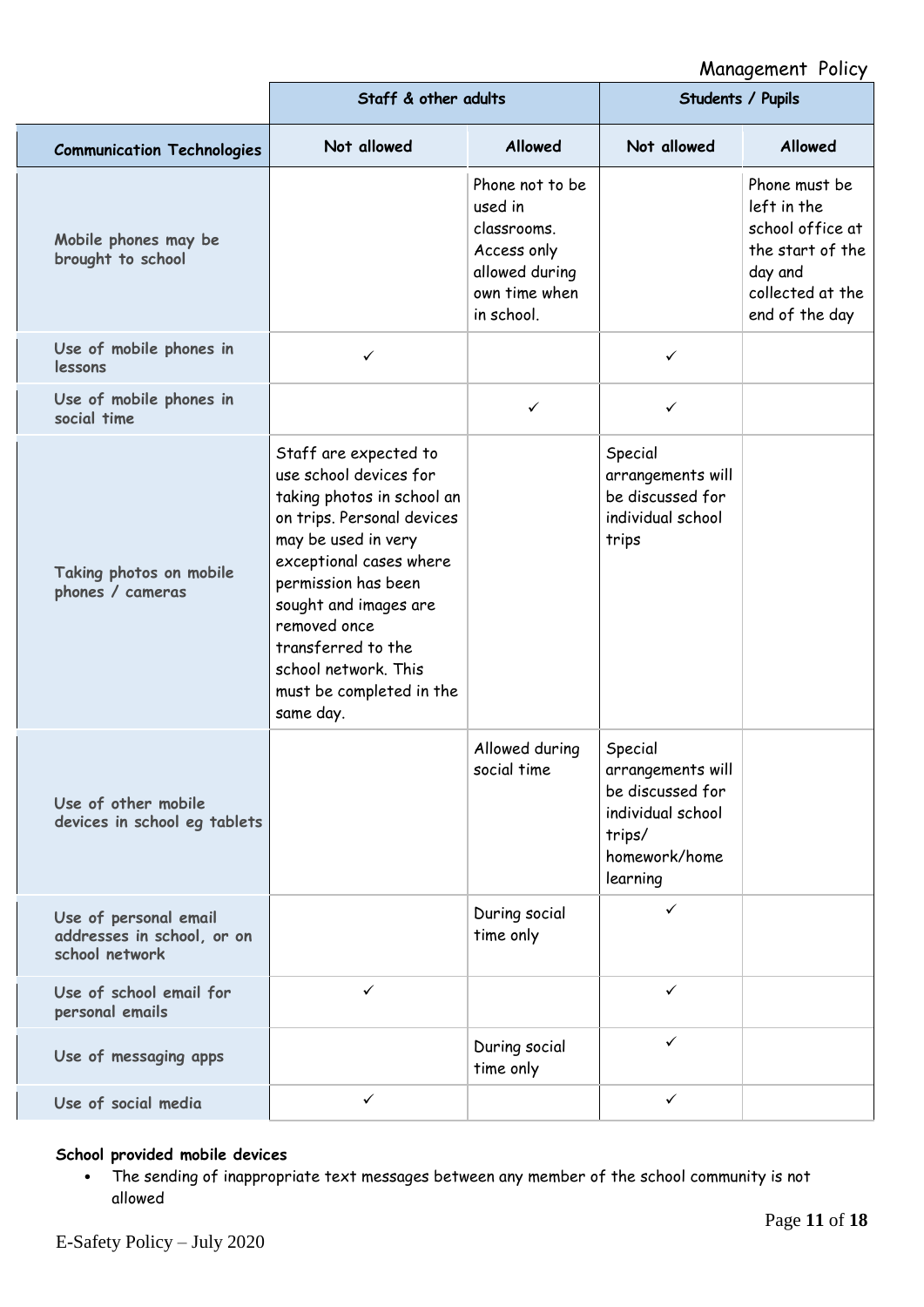| | Staff & other adults | | Students / Pupils | |
|---|---|---|---|---|
| **Communication Technologies** | **Not allowed** | **Allowed** | **Not allowed** | **Allowed** |
| Mobile phones may be brought to school | | Phone not to be used in classrooms. Access only allowed during own time when in school. | | Phone must be left in the school office at the start of the day and collected at the end of the day |
| Use of mobile phones in lessons | ✓ | | ✓ | |
| Use of mobile phones in social time | | ✓ | ✓ | |
| Taking photos on mobile phones / cameras | Staff are expected to use school devices for taking photos in school an on trips. Personal devices may be used in very exceptional cases where permission has been sought and images are removed once transferred to the school network. This must be completed in the same day. | | Special arrangements will be discussed for individual school trips | |
| Use of other mobile devices in school eg tablets | | Allowed during social time | Special arrangements will be discussed for individual school trips/ homework/home learning | |
| Use of personal email addresses in school, or on school network | | During social time only | ✓ | |
| Use of school email for personal emails | ✓ | | ✓ | |
| Use of messaging apps | | During social time only | ✓ | |
| Use of social media | ✓ | | ✓ | |

**School provided mobile devices**

- The sending of inappropriate text messages between any member of the school community is not allowed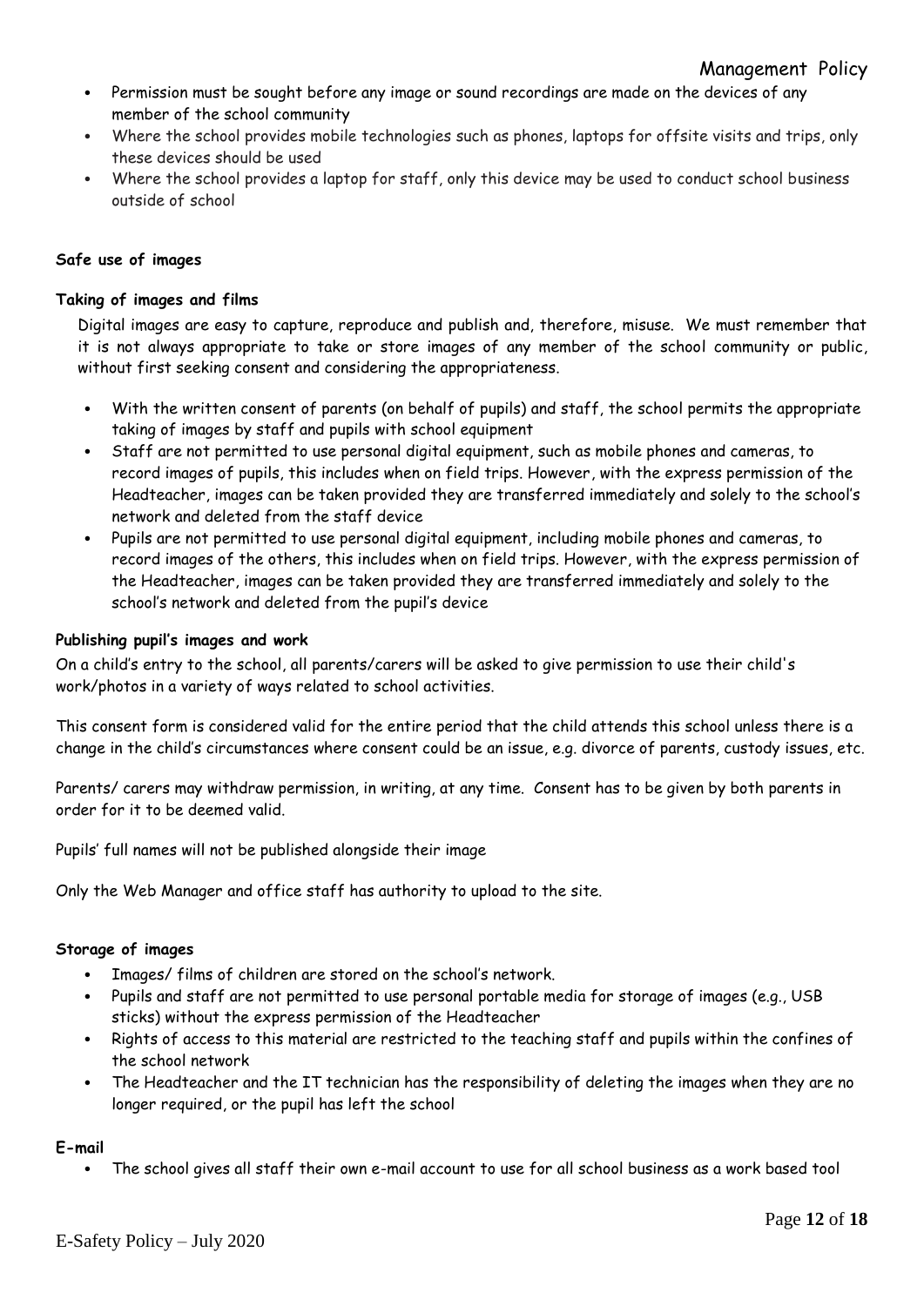- Permission must be sought before any image or sound recordings are made on the devices of any member of the school community
- Where the school provides mobile technologies such as phones, laptops for offsite visits and trips, only these devices should be used
- Where the school provides a laptop for staff, only this device may be used to conduct school business outside of school

**Safe use of images**

**Taking of images and films**

Digital images are easy to capture, reproduce and publish and, therefore, misuse. We must remember that it is not always appropriate to take or store images of any member of the school community or public, without first seeking consent and considering the appropriateness.

- With the written consent of parents (on behalf of pupils) and staff, the school permits the appropriate taking of images by staff and pupils with school equipment
- Staff are not permitted to use personal digital equipment, such as mobile phones and cameras, to record images of pupils, this includes when on field trips. However, with the express permission of the Headteacher, images can be taken provided they are transferred immediately and solely to the school's network and deleted from the staff device
- Pupils are not permitted to use personal digital equipment, including mobile phones and cameras, to record images of the others, this includes when on field trips. However, with the express permission of the Headteacher, images can be taken provided they are transferred immediately and solely to the school's network and deleted from the pupil's device

**Publishing pupil's images and work**

On a child's entry to the school, all parents/carers will be asked to give permission to use their child's work/photos in a variety of ways related to school activities.

This consent form is considered valid for the entire period that the child attends this school unless there is a change in the child's circumstances where consent could be an issue, e.g. divorce of parents, custody issues, etc.

Parents/ carers may withdraw permission, in writing, at any time. Consent has to be given by both parents in order for it to be deemed valid.

Pupils' full names will not be published alongside their image

Only the Web Manager and office staff has authority to upload to the site.

**Storage of images**

- Images/ films of children are stored on the school's network.
- Pupils and staff are not permitted to use personal portable media for storage of images (e.g., USB sticks) without the express permission of the Headteacher
- Rights of access to this material are restricted to the teaching staff and pupils within the confines of the school network
- The Headteacher and the IT technician has the responsibility of deleting the images when they are no longer required, or the pupil has left the school

**E-mail**

- The school gives all staff their own e-mail account to use for all school business as a work based tool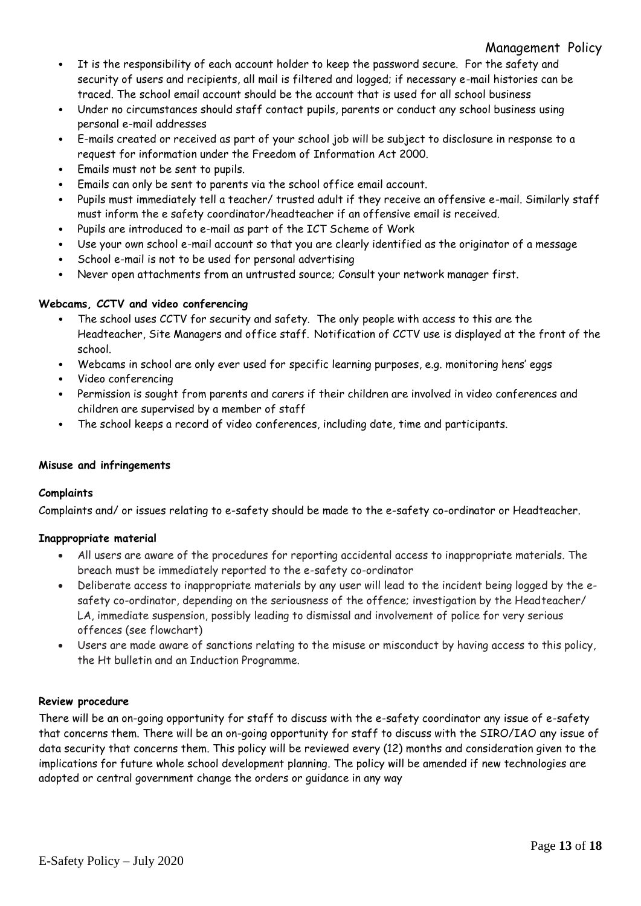- It is the responsibility of each account holder to keep the password secure. For the safety and security of users and recipients, all mail is filtered and logged; if necessary e-mail histories can be traced. The school email account should be the account that is used for all school business
- Under no circumstances should staff contact pupils, parents or conduct any school business using personal e-mail addresses
- E-mails created or received as part of your school job will be subject to disclosure in response to a request for information under the Freedom of Information Act 2000.
- Emails must not be sent to pupils.
- Emails can only be sent to parents via the school office email account.
- Pupils must immediately tell a teacher/ trusted adult if they receive an offensive e-mail. Similarly staff must inform the e safety coordinator/headteacher if an offensive email is received.
- Pupils are introduced to e-mail as part of the ICT Scheme of Work
- Use your own school e-mail account so that you are clearly identified as the originator of a message
- School e-mail is not to be used for personal advertising
- Never open attachments from an untrusted source; Consult your network manager first.

**Webcams, CCTV and video conferencing**

- The school uses CCTV for security and safety. The only people with access to this are the Headteacher, Site Managers and office staff. Notification of CCTV use is displayed at the front of the school.
- Webcams in school are only ever used for specific learning purposes, e.g. monitoring hens' eggs
- Video conferencing
- Permission is sought from parents and carers if their children are involved in video conferences and children are supervised by a member of staff
- The school keeps a record of video conferences, including date, time and participants.

**Misuse and infringements**

**Complaints**

Complaints and/ or issues relating to e-safety should be made to the e-safety co-ordinator or Headteacher.

**Inappropriate material**

- All users are aware of the procedures for reporting accidental access to inappropriate materials. The breach must be immediately reported to the e-safety co-ordinator
- Deliberate access to inappropriate materials by any user will lead to the incident being logged by the e-safety co-ordinator, depending on the seriousness of the offence; investigation by the Headteacher/ LA, immediate suspension, possibly leading to dismissal and involvement of police for very serious offences (see flowchart)
- Users are made aware of sanctions relating to the misuse or misconduct by having access to this policy, the Ht bulletin and an Induction Programme.

**Review procedure**

There will be an on-going opportunity for staff to discuss with the e-safety coordinator any issue of e-safety that concerns them. There will be an on-going opportunity for staff to discuss with the SIRO/IAO any issue of data security that concerns them. This policy will be reviewed every (12) months and consideration given to the implications for future whole school development planning. The policy will be amended if new technologies are adopted or central government change the orders or guidance in any way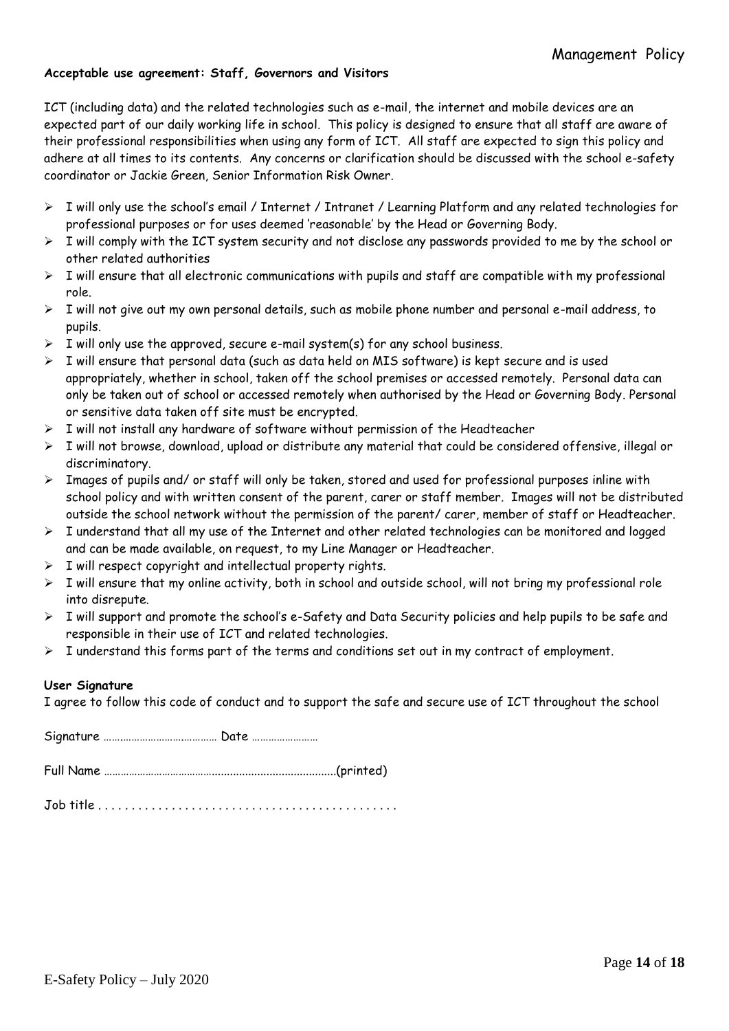**Acceptable use agreement: Staff, Governors and Visitors**

ICT (including data) and the related technologies such as e-mail, the internet and mobile devices are an expected part of our daily working life in school. This policy is designed to ensure that all staff are aware of their professional responsibilities when using any form of ICT. All staff are expected to sign this policy and adhere at all times to its contents. Any concerns or clarification should be discussed with the school e-safety coordinator or Jackie Green, Senior Information Risk Owner.

- I will only use the school's email / Internet / Intranet / Learning Platform and any related technologies for professional purposes or for uses deemed 'reasonable' by the Head or Governing Body.
- I will comply with the ICT system security and not disclose any passwords provided to me by the school or other related authorities
- I will ensure that all electronic communications with pupils and staff are compatible with my professional role.
- I will not give out my own personal details, such as mobile phone number and personal e-mail address, to pupils.
- I will only use the approved, secure e-mail system(s) for any school business.
- I will ensure that personal data (such as data held on MIS software) is kept secure and is used appropriately, whether in school, taken off the school premises or accessed remotely. Personal data can only be taken out of school or accessed remotely when authorised by the Head or Governing Body. Personal or sensitive data taken off site must be encrypted.
- I will not install any hardware of software without permission of the Headteacher
- I will not browse, download, upload or distribute any material that could be considered offensive, illegal or discriminatory.
- Images of pupils and/ or staff will only be taken, stored and used for professional purposes inline with school policy and with written consent of the parent, carer or staff member. Images will not be distributed outside the school network without the permission of the parent/ carer, member of staff or Headteacher.
- I understand that all my use of the Internet and other related technologies can be monitored and logged and can be made available, on request, to my Line Manager or Headteacher.
- I will respect copyright and intellectual property rights.
- I will ensure that my online activity, both in school and outside school, will not bring my professional role into disrepute.
- I will support and promote the school's e-Safety and Data Security policies and help pupils to be safe and responsible in their use of ICT and related technologies.
- I understand this forms part of the terms and conditions set out in my contract of employment.

**User Signature**

I agree to follow this code of conduct and to support the safe and secure use of ICT throughout the school

Signature ………………………………… Date ……………………

Full Name ………………………………………………………………….(printed)

Job title . . . . . . . . . . . . . . . . . . . . . . . . . . . . . . . . . . . . . . . . . . . . .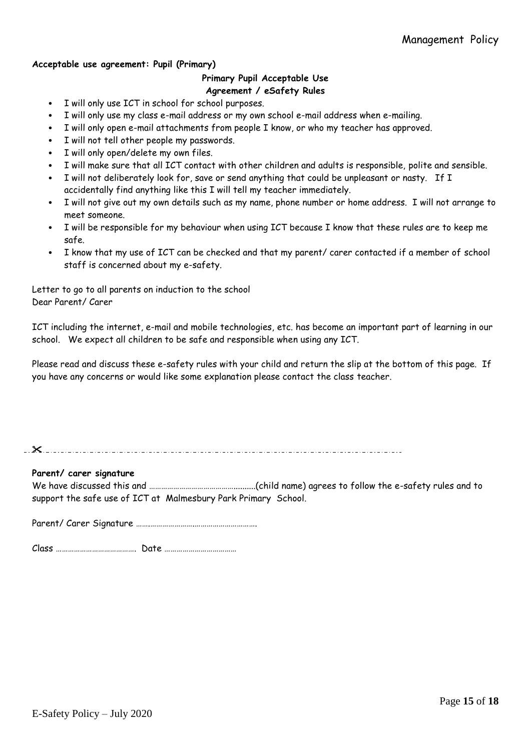**Acceptable use agreement: Pupil (Primary)**

**Primary Pupil Acceptable Use Agreement / eSafety Rules**

- I will only use ICT in school for school purposes.
- I will only use my class e-mail address or my own school e-mail address when e-mailing.
- I will only open e-mail attachments from people I know, or who my teacher has approved.
- I will not tell other people my passwords.
- I will only open/delete my own files.
- I will make sure that all ICT contact with other children and adults is responsible, polite and sensible.
- I will not deliberately look for, save or send anything that could be unpleasant or nasty. If I accidentally find anything like this I will tell my teacher immediately.
- I will not give out my own details such as my name, phone number or home address. I will not arrange to meet someone.
- I will be responsible for my behaviour when using ICT because I know that these rules are to keep me safe.
- I know that my use of ICT can be checked and that my parent/ carer contacted if a member of school staff is concerned about my e-safety.

Letter to go to all parents on induction to the school
Dear Parent/ Carer

ICT including the internet, e-mail and mobile technologies, etc. has become an important part of learning in our school. We expect all children to be safe and responsible when using any ICT.

Please read and discuss these e-safety rules with your child and return the slip at the bottom of this page. If you have any concerns or would like some explanation please contact the class teacher.

✂- - - - - - - - - - - - - - - - - - - - - - - - - - - - - - - - - - - - - - - - - - - - - - - - - - - - - - - - - - - -

**Parent/ carer signature**

We have discussed this and ……………………………………..........(child name) agrees to follow the e-safety rules and to support the safe use of ICT at Malmesbury Park Primary School.

Parent/ Carer Signature …………………….………………………………….

Class …………………………………. Date ………………………………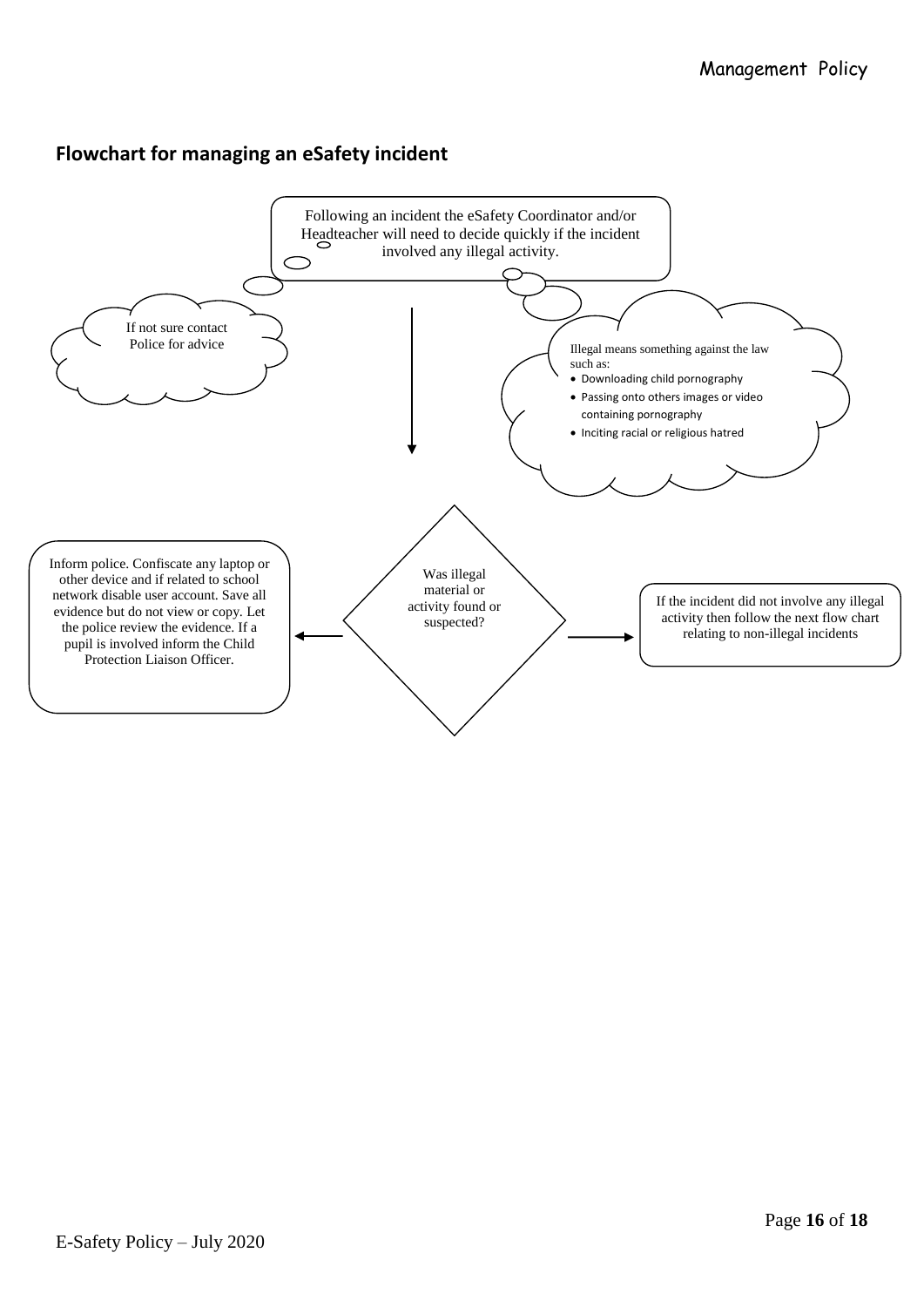## Flowchart for managing an eSafety incident

Following an incident the eSafety Coordinator and/or Headteacher will need to decide quickly if the incident involved any illegal activity.

If not sure contact Police for advice

Illegal means something against the law such as:

- Downloading child pornography
- Passing onto others images or video containing pornography
- Inciting racial or religious hatred

Was illegal material or activity found or suspected?

Inform police. Confiscate any laptop or other device and if related to school network disable user account. Save all evidence but do not view or copy. Let the police review the evidence. If a pupil is involved inform the Child Protection Liaison Officer.

If the incident did not involve any illegal activity then follow the next flow chart relating to non-illegal incidents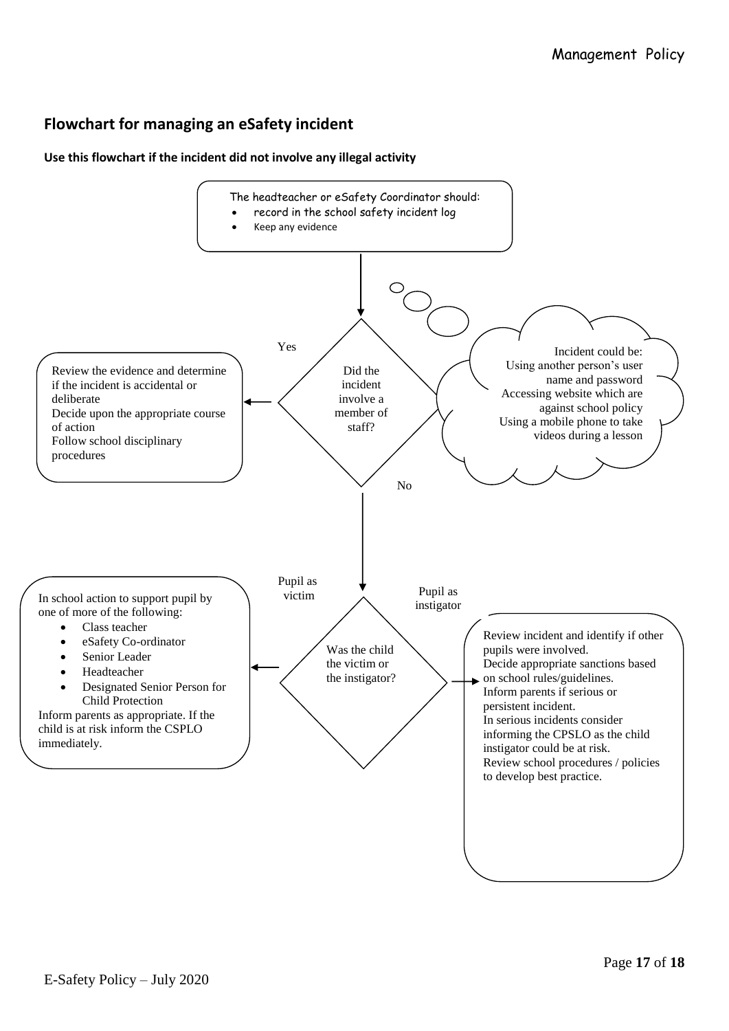## Flowchart for managing an eSafety incident

**Use this flowchart if the incident did not involve any illegal activity**

The headteacher or eSafety Coordinator should:

- record in the school safety incident log
- Keep any evidence

**Did the incident involve a member of staff?**

Incident could be:
Using another person's user name and password
Accessing website which are against school policy
Using a mobile phone to take videos during a lesson

**Yes:**

Review the evidence and determine if the incident is accidental or deliberate
Decide upon the appropriate course of action
Follow school disciplinary procedures

**No:**

**Was the child the victim or the instigator?**

**Pupil as victim:**

In school action to support pupil by one of more of the following:

- Class teacher
- eSafety Co-ordinator
- Senior Leader
- Headteacher
- Designated Senior Person for Child Protection

Inform parents as appropriate. If the child is at risk inform the CSPLO immediately.

**Pupil as instigator:**

Review incident and identify if other pupils were involved.
Decide appropriate sanctions based on school rules/guidelines.
Inform parents if serious or persistent incident.
In serious incidents consider informing the CPSLO as the child instigator could be at risk.
Review school procedures / policies to develop best practice.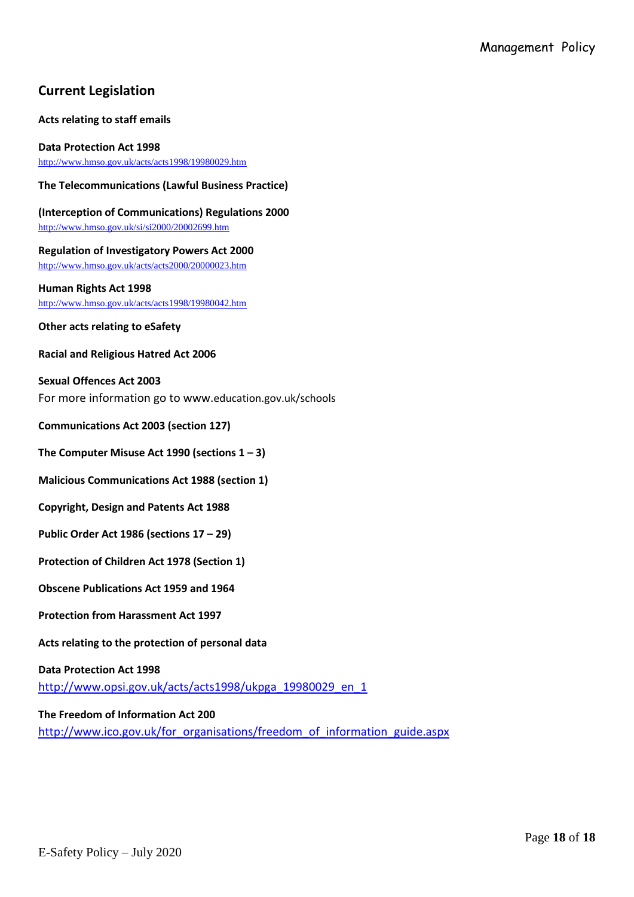## Current Legislation

**Acts relating to staff emails**

**Data Protection Act 1998**
http://www.hmso.gov.uk/acts/acts1998/19980029.htm

**The Telecommunications (Lawful Business Practice)**

**(Interception of Communications) Regulations 2000**
http://www.hmso.gov.uk/si/si2000/20002699.htm

**Regulation of Investigatory Powers Act 2000**
http://www.hmso.gov.uk/acts/acts2000/20000023.htm

**Human Rights Act 1998**
http://www.hmso.gov.uk/acts/acts1998/19980042.htm

**Other acts relating to eSafety**

**Racial and Religious Hatred Act 2006**

**Sexual Offences Act 2003**
For more information go to www.education.gov.uk/schools

**Communications Act 2003 (section 127)**

**The Computer Misuse Act 1990 (sections 1 – 3)**

**Malicious Communications Act 1988 (section 1)**

**Copyright, Design and Patents Act 1988**

**Public Order Act 1986 (sections 17 – 29)**

**Protection of Children Act 1978 (Section 1)**

**Obscene Publications Act 1959 and 1964**

**Protection from Harassment Act 1997**

**Acts relating to the protection of personal data**

**Data Protection Act 1998**
http://www.opsi.gov.uk/acts/acts1998/ukpga_19980029_en_1

**The Freedom of Information Act 200**
http://www.ico.gov.uk/for_organisations/freedom_of_information_guide.aspx